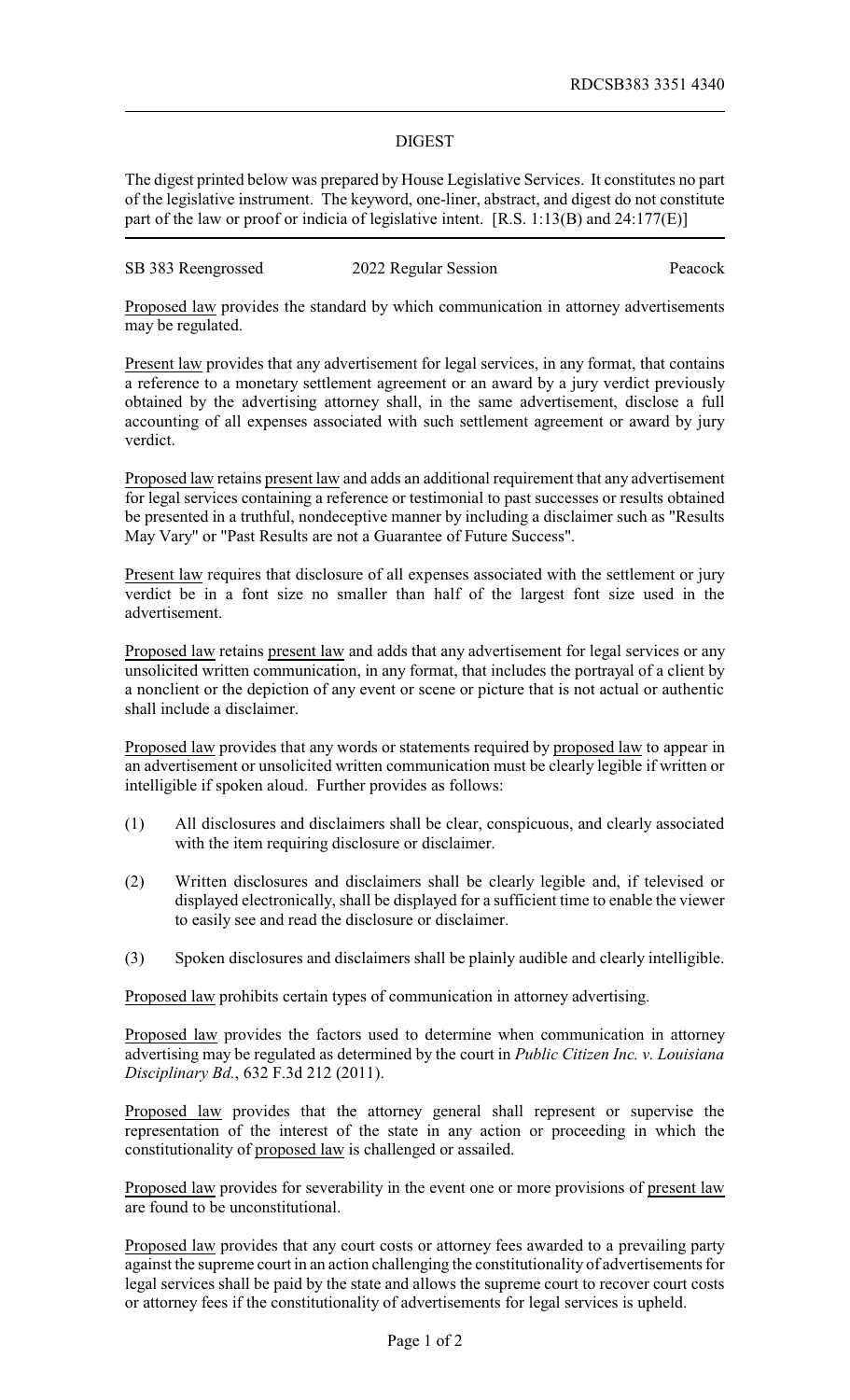RDCSB383 3351 4340

## DIGEST

The digest printed below was prepared by House Legislative Services. It constitutes no part of the legislative instrument. The keyword, one-liner, abstract, and digest do not constitute part of the law or proof or indicia of legislative intent. [R.S. 1:13(B) and 24:177(E)]

SB 383 Reengrossed | 2022 Regular Session | Peacock

Proposed law provides the standard by which communication in attorney advertisements may be regulated.

Present law provides that any advertisement for legal services, in any format, that contains a reference to a monetary settlement agreement or an award by a jury verdict previously obtained by the advertising attorney shall, in the same advertisement, disclose a full accounting of all expenses associated with such settlement agreement or award by jury verdict.

Proposed law retains present law and adds an additional requirement that any advertisement for legal services containing a reference or testimonial to past successes or results obtained be presented in a truthful, nondeceptive manner by including a disclaimer such as "Results May Vary" or "Past Results are not a Guarantee of Future Success".

Present law requires that disclosure of all expenses associated with the settlement or jury verdict be in a font size no smaller than half of the largest font size used in the advertisement.

Proposed law retains present law and adds that any advertisement for legal services or any unsolicited written communication, in any format, that includes the portrayal of a client by a nonclient or the depiction of any event or scene or picture that is not actual or authentic shall include a disclaimer.

Proposed law provides that any words or statements required by proposed law to appear in an advertisement or unsolicited written communication must be clearly legible if written or intelligible if spoken aloud. Further provides as follows:

(1) All disclosures and disclaimers shall be clear, conspicuous, and clearly associated with the item requiring disclosure or disclaimer.

(2) Written disclosures and disclaimers shall be clearly legible and, if televised or displayed electronically, shall be displayed for a sufficient time to enable the viewer to easily see and read the disclosure or disclaimer.

(3) Spoken disclosures and disclaimers shall be plainly audible and clearly intelligible.

Proposed law prohibits certain types of communication in attorney advertising.

Proposed law provides the factors used to determine when communication in attorney advertising may be regulated as determined by the court in *Public Citizen Inc. v. Louisiana Disciplinary Bd.*, 632 F.3d 212 (2011).

Proposed law provides that the attorney general shall represent or supervise the representation of the interest of the state in any action or proceeding in which the constitutionality of proposed law is challenged or assailed.

Proposed law provides for severability in the event one or more provisions of present law are found to be unconstitutional.

Proposed law provides that any court costs or attorney fees awarded to a prevailing party against the supreme court in an action challenging the constitutionality of advertisements for legal services shall be paid by the state and allows the supreme court to recover court costs or attorney fees if the constitutionality of advertisements for legal services is upheld.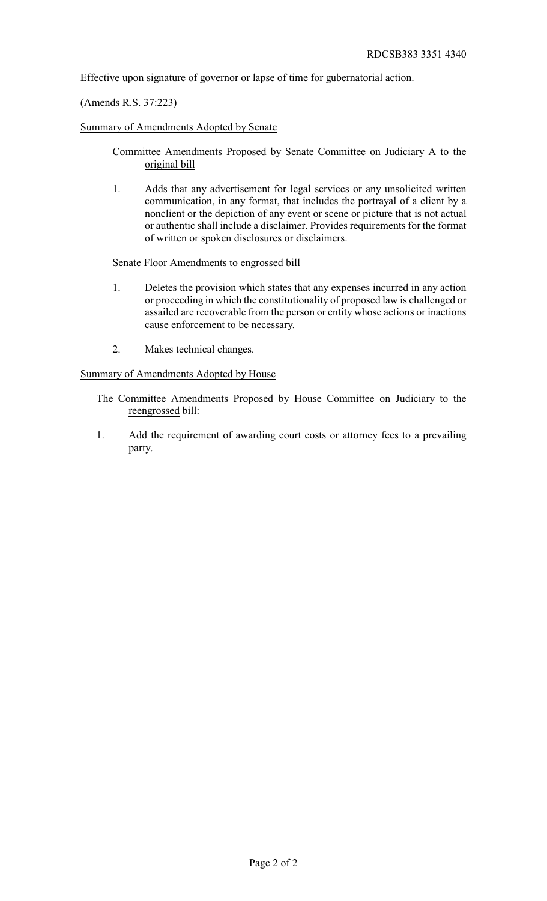Effective upon signature of governor or lapse of time for gubernatorial action.

(Amends R.S. 37:223)

Summary of Amendments Adopted by Senate

Committee Amendments Proposed by Senate Committee on Judiciary A to the original bill

1. Adds that any advertisement for legal services or any unsolicited written communication, in any format, that includes the portrayal of a client by a nonclient or the depiction of any event or scene or picture that is not actual or authentic shall include a disclaimer. Provides requirements for the format of written or spoken disclosures or disclaimers.

Senate Floor Amendments to engrossed bill

1. Deletes the provision which states that any expenses incurred in any action or proceeding in which the constitutionality of proposed law is challenged or assailed are recoverable from the person or entity whose actions or inactions cause enforcement to be necessary.

2. Makes technical changes.

Summary of Amendments Adopted by House

The Committee Amendments Proposed by House Committee on Judiciary to the reengrossed bill:

1. Add the requirement of awarding court costs or attorney fees to a prevailing party.